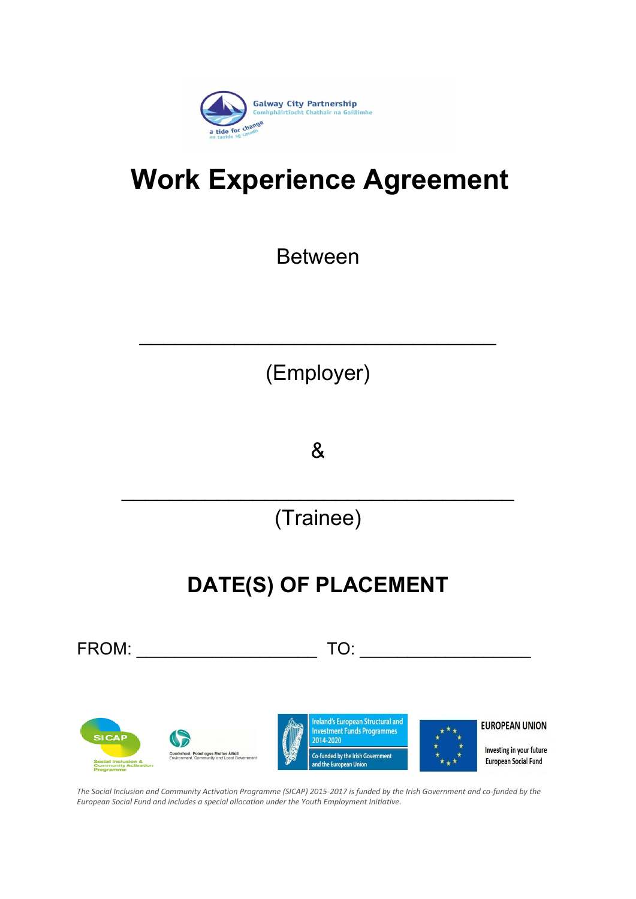# Work Experience Agreement

Between

____________________________________

(Employer)

&

________________________________________

(Trainee)

## DATE(S) OF PLACEMENT

FROM: ___________________ TO: __________________

*The Social Inclusion and Community Activation Programme (SICAP) 2015-2017 is funded by the Irish Government and co-funded by the European Social Fund and includes a special allocation under the Youth Employment Initiative.*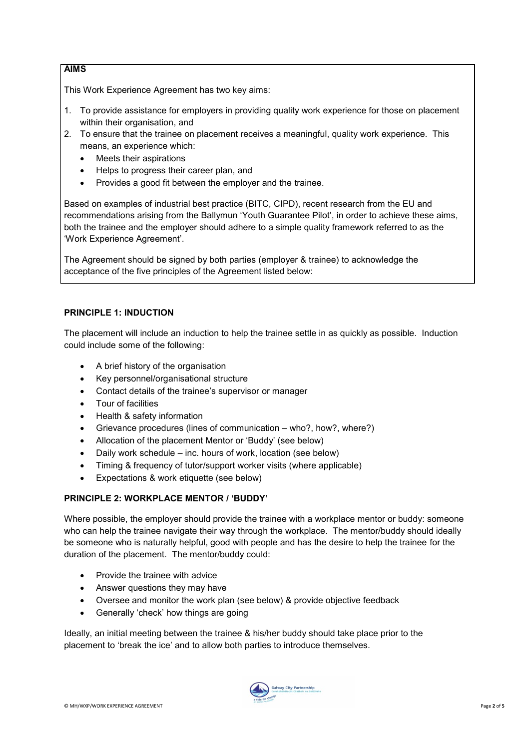## AIMS

This Work Experience Agreement has two key aims:

1. To provide assistance for employers in providing quality work experience for those on placement within their organisation, and
2. To ensure that the trainee on placement receives a meaningful, quality work experience. This means, an experience which:
   - Meets their aspirations
   - Helps to progress their career plan, and
   - Provides a good fit between the employer and the trainee.

Based on examples of industrial best practice (BITC, CIPD), recent research from the EU and recommendations arising from the Ballymun 'Youth Guarantee Pilot', in order to achieve these aims, both the trainee and the employer should adhere to a simple quality framework referred to as the 'Work Experience Agreement'.

The Agreement should be signed by both parties (employer & trainee) to acknowledge the acceptance of the five principles of the Agreement listed below:

## PRINCIPLE 1: INDUCTION

The placement will include an induction to help the trainee settle in as quickly as possible. Induction could include some of the following:

- A brief history of the organisation
- Key personnel/organisational structure
- Contact details of the trainee's supervisor or manager
- Tour of facilities
- Health & safety information
- Grievance procedures (lines of communication – who?, how?, where?)
- Allocation of the placement Mentor or 'Buddy' (see below)
- Daily work schedule – inc. hours of work, location (see below)
- Timing & frequency of tutor/support worker visits (where applicable)
- Expectations & work etiquette (see below)

## PRINCIPLE 2: WORKPLACE MENTOR / 'BUDDY'

Where possible, the employer should provide the trainee with a workplace mentor or buddy: someone who can help the trainee navigate their way through the workplace. The mentor/buddy should ideally be someone who is naturally helpful, good with people and has the desire to help the trainee for the duration of the placement. The mentor/buddy could:

- Provide the trainee with advice
- Answer questions they may have
- Oversee and monitor the work plan (see below) & provide objective feedback
- Generally 'check' how things are going

Ideally, an initial meeting between the trainee & his/her buddy should take place prior to the placement to 'break the ice' and to allow both parties to introduce themselves.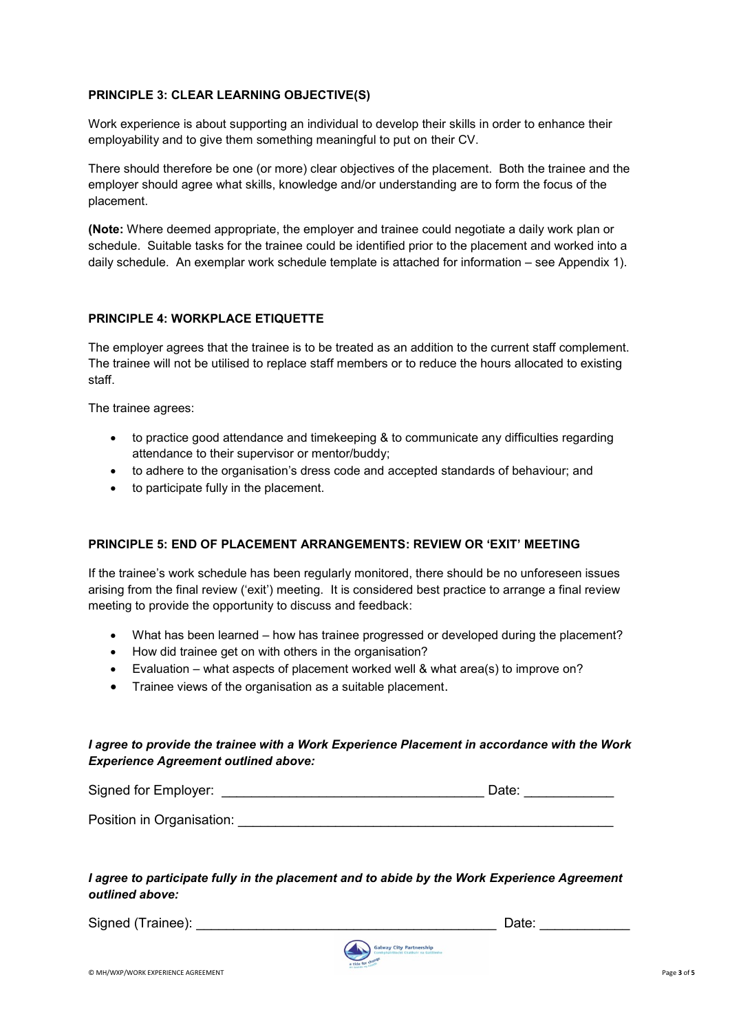**PRINCIPLE 3: CLEAR LEARNING OBJECTIVE(S)**

Work experience is about supporting an individual to develop their skills in order to enhance their employability and to give them something meaningful to put on their CV.

There should therefore be one (or more) clear objectives of the placement. Both the trainee and the employer should agree what skills, knowledge and/or understanding are to form the focus of the placement.

**(Note:** Where deemed appropriate, the employer and trainee could negotiate a daily work plan or schedule. Suitable tasks for the trainee could be identified prior to the placement and worked into a daily schedule. An exemplar work schedule template is attached for information – see Appendix 1).

**PRINCIPLE 4: WORKPLACE ETIQUETTE**

The employer agrees that the trainee is to be treated as an addition to the current staff complement. The trainee will not be utilised to replace staff members or to reduce the hours allocated to existing staff.

The trainee agrees:

- to practice good attendance and timekeeping & to communicate any difficulties regarding attendance to their supervisor or mentor/buddy;
- to adhere to the organisation's dress code and accepted standards of behaviour; and
- to participate fully in the placement.

**PRINCIPLE 5: END OF PLACEMENT ARRANGEMENTS: REVIEW OR 'EXIT' MEETING**

If the trainee's work schedule has been regularly monitored, there should be no unforeseen issues arising from the final review ('exit') meeting. It is considered best practice to arrange a final review meeting to provide the opportunity to discuss and feedback:

- What has been learned – how has trainee progressed or developed during the placement?
- How did trainee get on with others in the organisation?
- Evaluation – what aspects of placement worked well & what area(s) to improve on?
- Trainee views of the organisation as a suitable placement.

***I agree to provide the trainee with a Work Experience Placement in accordance with the Work Experience Agreement outlined above:***

Signed for Employer: ___________________________________ Date: ____________

Position in Organisation: ___________________________________________________

***I agree to participate fully in the placement and to abide by the Work Experience Agreement outlined above:***

Signed (Trainee): ________________________________________ Date: ____________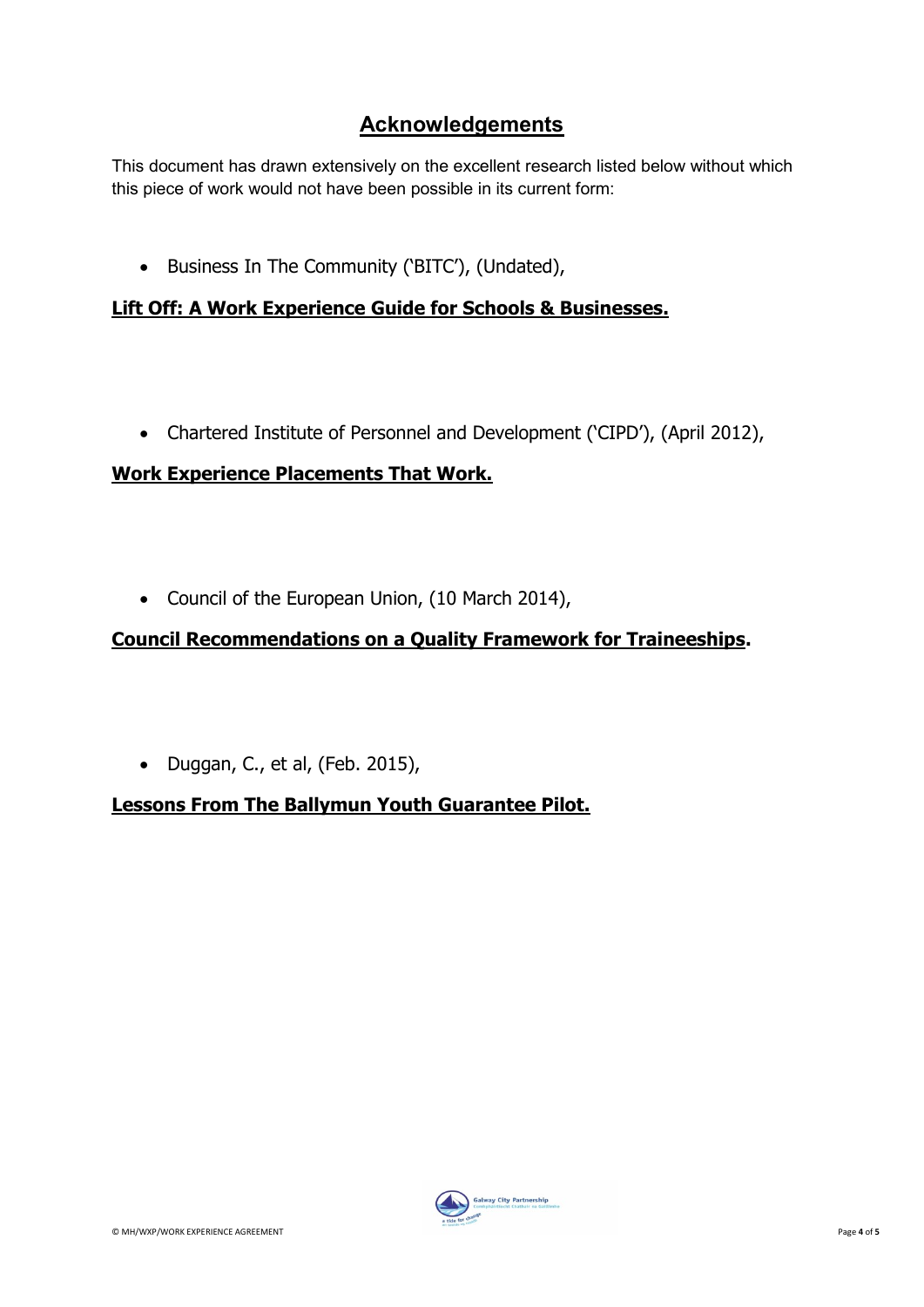# Acknowledgements

This document has drawn extensively on the excellent research listed below without which this piece of work would not have been possible in its current form:

- Business In The Community ('BITC'), (Undated),

**Lift Off: A Work Experience Guide for Schools & Businesses.**

- Chartered Institute of Personnel and Development ('CIPD'), (April 2012),

**Work Experience Placements That Work.**

- Council of the European Union, (10 March 2014),

**Council Recommendations on a Quality Framework for Traineeships.**

- Duggan, C., et al, (Feb. 2015),

**Lessons From The Ballymun Youth Guarantee Pilot.**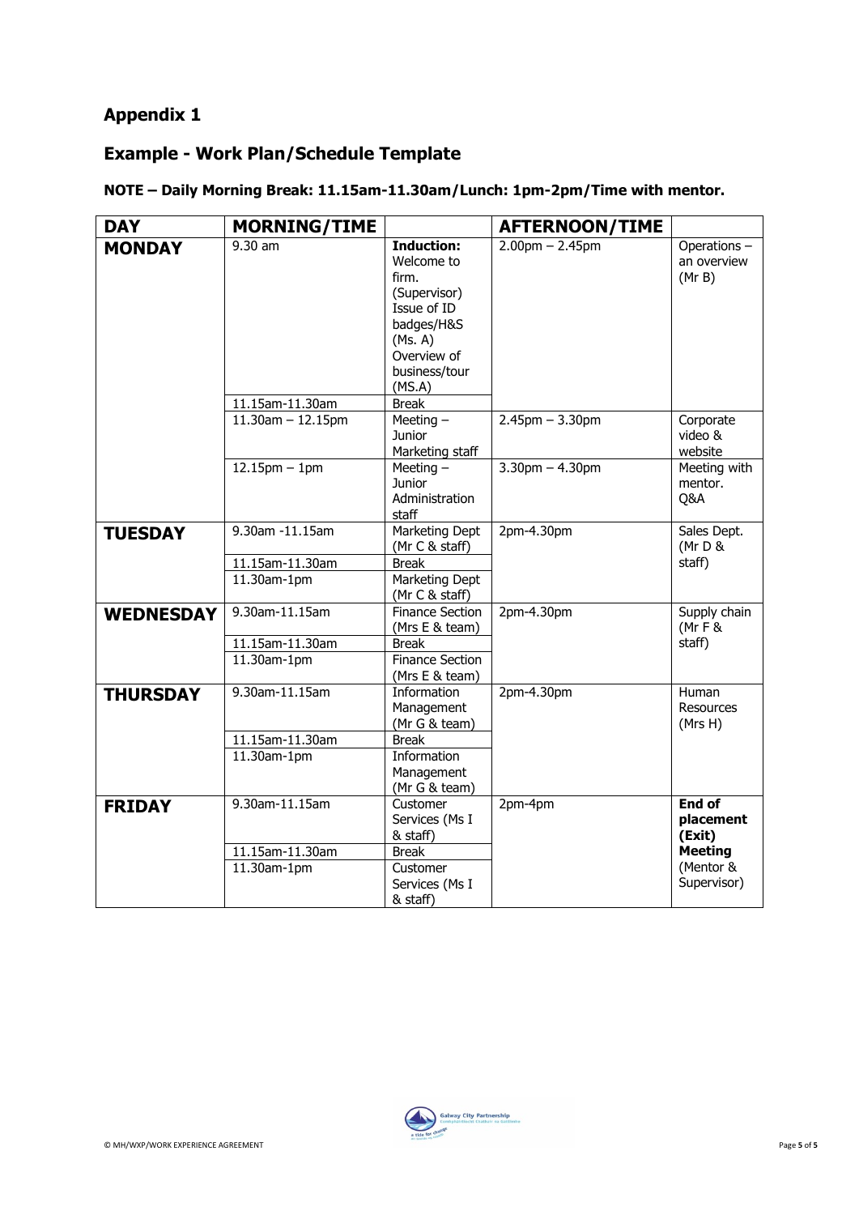# Appendix 1

## Example - Work Plan/Schedule Template

**NOTE – Daily Morning Break: 11.15am-11.30am/Lunch: 1pm-2pm/Time with mentor.**

| DAY | MORNING/TIME | | AFTERNOON/TIME | |
|---|---|---|---|---|
| **MONDAY** | 9.30 am | **Induction:** Welcome to firm. (Supervisor) Issue of ID badges/H&S (Ms. A) Overview of business/tour (MS.A) | 2.00pm – 2.45pm | Operations – an overview (Mr B) |
| | 11.15am-11.30am | Break | | |
| | 11.30am – 12.15pm | Meeting – Junior Marketing staff | 2.45pm – 3.30pm | Corporate video & website |
| | 12.15pm – 1pm | Meeting – Junior Administration staff | 3.30pm – 4.30pm | Meeting with mentor. Q&A |
| **TUESDAY** | 9.30am -11.15am | Marketing Dept (Mr C & staff) | 2pm-4.30pm | Sales Dept. (Mr D & staff) |
| | 11.15am-11.30am | Break | | |
| | 11.30am-1pm | Marketing Dept (Mr C & staff) | | |
| **WEDNESDAY** | 9.30am-11.15am | Finance Section (Mrs E & team) | 2pm-4.30pm | Supply chain (Mr F & staff) |
| | 11.15am-11.30am | Break | | |
| | 11.30am-1pm | Finance Section (Mrs E & team) | | |
| **THURSDAY** | 9.30am-11.15am | Information Management (Mr G & team) | 2pm-4.30pm | Human Resources (Mrs H) |
| | 11.15am-11.30am | Break | | |
| | 11.30am-1pm | Information Management (Mr G & team) | | |
| **FRIDAY** | 9.30am-11.15am | Customer Services (Ms I & staff) | 2pm-4pm | **End of placement (Exit) Meeting** (Mentor & Supervisor) |
| | 11.15am-11.30am | Break | | |
| | 11.30am-1pm | Customer Services (Ms I & staff) | | |